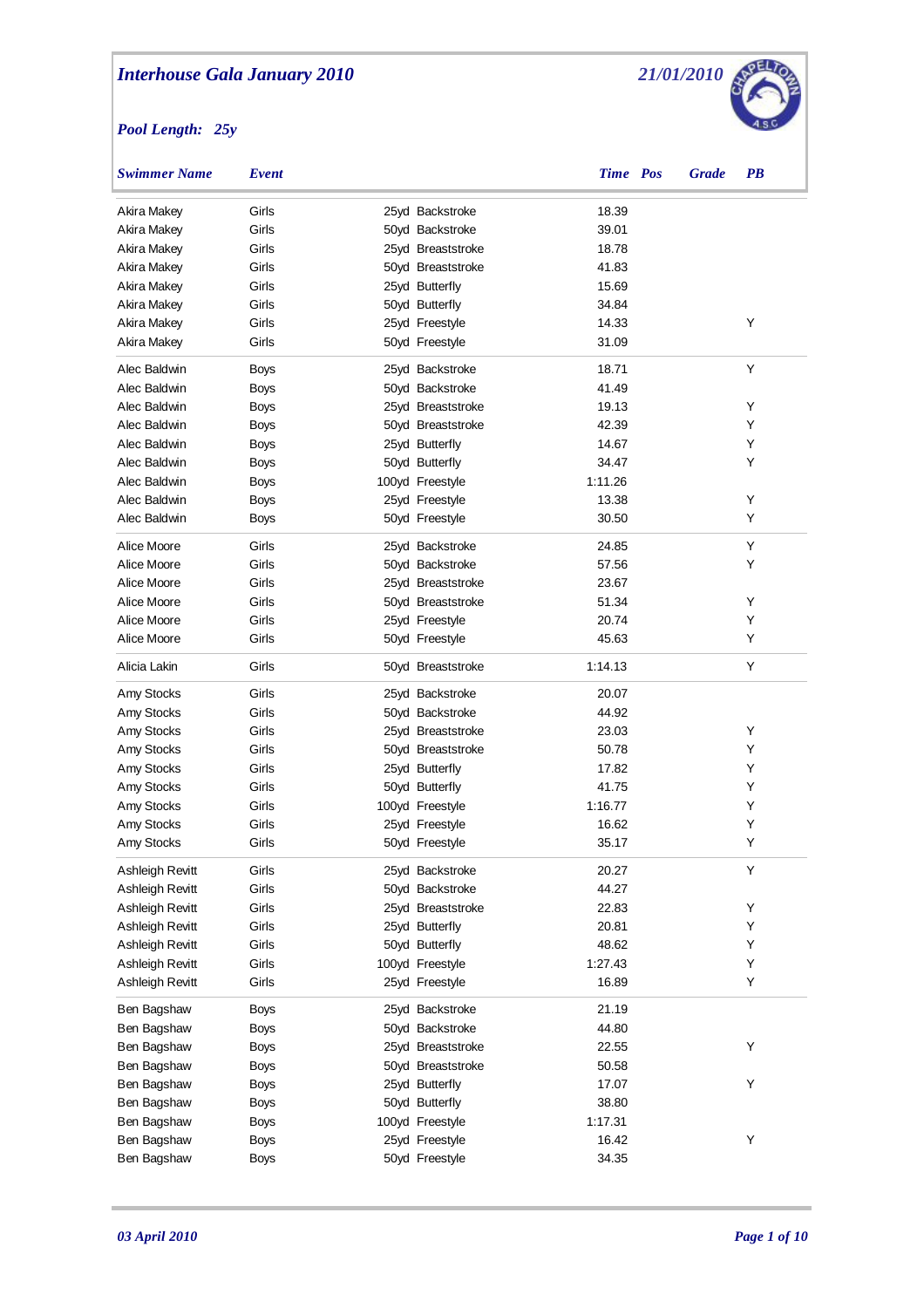# Interhouse Gala January 2010

21/01/2010

*Pool Length: 25y*

| Swimmer Name | Event | | Time | Pos | Grade | PB |
|---|---|---|---|---|---|---|
| Akira Makey | Girls | 25yd Backstroke | 18.39 | | | |
| Akira Makey | Girls | 50yd Backstroke | 39.01 | | | |
| Akira Makey | Girls | 25yd Breaststroke | 18.78 | | | |
| Akira Makey | Girls | 50yd Breaststroke | 41.83 | | | |
| Akira Makey | Girls | 25yd Butterfly | 15.69 | | | |
| Akira Makey | Girls | 50yd Butterfly | 34.84 | | | |
| Akira Makey | Girls | 25yd Freestyle | 14.33 | | | Y |
| Akira Makey | Girls | 50yd Freestyle | 31.09 | | | |
| Alec Baldwin | Boys | 25yd Backstroke | 18.71 | | | Y |
| Alec Baldwin | Boys | 50yd Backstroke | 41.49 | | | |
| Alec Baldwin | Boys | 25yd Breaststroke | 19.13 | | | Y |
| Alec Baldwin | Boys | 50yd Breaststroke | 42.39 | | | Y |
| Alec Baldwin | Boys | 25yd Butterfly | 14.67 | | | Y |
| Alec Baldwin | Boys | 50yd Butterfly | 34.47 | | | Y |
| Alec Baldwin | Boys | 100yd Freestyle | 1:11.26 | | | |
| Alec Baldwin | Boys | 25yd Freestyle | 13.38 | | | Y |
| Alec Baldwin | Boys | 50yd Freestyle | 30.50 | | | Y |
| Alice Moore | Girls | 25yd Backstroke | 24.85 | | | Y |
| Alice Moore | Girls | 50yd Backstroke | 57.56 | | | Y |
| Alice Moore | Girls | 25yd Breaststroke | 23.67 | | | |
| Alice Moore | Girls | 50yd Breaststroke | 51.34 | | | Y |
| Alice Moore | Girls | 25yd Freestyle | 20.74 | | | Y |
| Alice Moore | Girls | 50yd Freestyle | 45.63 | | | Y |
| Alicia Lakin | Girls | 50yd Breaststroke | 1:14.13 | | | Y |
| Amy Stocks | Girls | 25yd Backstroke | 20.07 | | | |
| Amy Stocks | Girls | 50yd Backstroke | 44.92 | | | |
| Amy Stocks | Girls | 25yd Breaststroke | 23.03 | | | Y |
| Amy Stocks | Girls | 50yd Breaststroke | 50.78 | | | Y |
| Amy Stocks | Girls | 25yd Butterfly | 17.82 | | | Y |
| Amy Stocks | Girls | 50yd Butterfly | 41.75 | | | Y |
| Amy Stocks | Girls | 100yd Freestyle | 1:16.77 | | | Y |
| Amy Stocks | Girls | 25yd Freestyle | 16.62 | | | Y |
| Amy Stocks | Girls | 50yd Freestyle | 35.17 | | | Y |
| Ashleigh Revitt | Girls | 25yd Backstroke | 20.27 | | | Y |
| Ashleigh Revitt | Girls | 50yd Backstroke | 44.27 | | | |
| Ashleigh Revitt | Girls | 25yd Breaststroke | 22.83 | | | Y |
| Ashleigh Revitt | Girls | 25yd Butterfly | 20.81 | | | Y |
| Ashleigh Revitt | Girls | 50yd Butterfly | 48.62 | | | Y |
| Ashleigh Revitt | Girls | 100yd Freestyle | 1:27.43 | | | Y |
| Ashleigh Revitt | Girls | 25yd Freestyle | 16.89 | | | Y |
| Ben Bagshaw | Boys | 25yd Backstroke | 21.19 | | | |
| Ben Bagshaw | Boys | 50yd Backstroke | 44.80 | | | |
| Ben Bagshaw | Boys | 25yd Breaststroke | 22.55 | | | Y |
| Ben Bagshaw | Boys | 50yd Breaststroke | 50.58 | | | |
| Ben Bagshaw | Boys | 25yd Butterfly | 17.07 | | | Y |
| Ben Bagshaw | Boys | 50yd Butterfly | 38.80 | | | |
| Ben Bagshaw | Boys | 100yd Freestyle | 1:17.31 | | | |
| Ben Bagshaw | Boys | 25yd Freestyle | 16.42 | | | Y |
| Ben Bagshaw | Boys | 50yd Freestyle | 34.35 | | | |

*03 April 2010*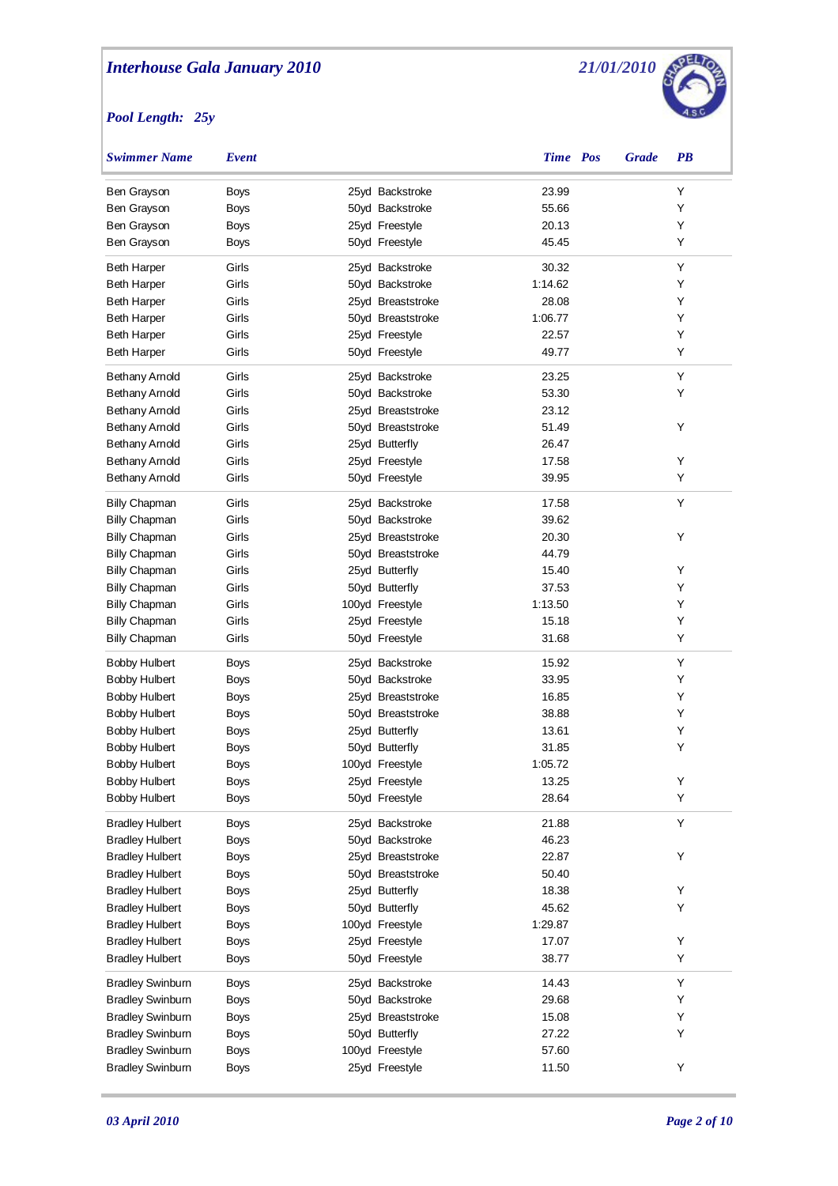# Interhouse Gala January 2010

21/01/2010

**Pool Length: 25y**

| Swimmer Name | Event | | Time | Pos | Grade | PB |
|---|---|---|---|---|---|---|
| Ben Grayson | Boys | 25yd Backstroke | 23.99 | | | Y |
| Ben Grayson | Boys | 50yd Backstroke | 55.66 | | | Y |
| Ben Grayson | Boys | 25yd Freestyle | 20.13 | | | Y |
| Ben Grayson | Boys | 50yd Freestyle | 45.45 | | | Y |
| Beth Harper | Girls | 25yd Backstroke | 30.32 | | | Y |
| Beth Harper | Girls | 50yd Backstroke | 1:14.62 | | | Y |
| Beth Harper | Girls | 25yd Breaststroke | 28.08 | | | Y |
| Beth Harper | Girls | 50yd Breaststroke | 1:06.77 | | | Y |
| Beth Harper | Girls | 25yd Freestyle | 22.57 | | | Y |
| Beth Harper | Girls | 50yd Freestyle | 49.77 | | | Y |
| Bethany Arnold | Girls | 25yd Backstroke | 23.25 | | | Y |
| Bethany Arnold | Girls | 50yd Backstroke | 53.30 | | | Y |
| Bethany Arnold | Girls | 25yd Breaststroke | 23.12 | | | |
| Bethany Arnold | Girls | 50yd Breaststroke | 51.49 | | | Y |
| Bethany Arnold | Girls | 25yd Butterfly | 26.47 | | | |
| Bethany Arnold | Girls | 25yd Freestyle | 17.58 | | | Y |
| Bethany Arnold | Girls | 50yd Freestyle | 39.95 | | | Y |
| Billy Chapman | Girls | 25yd Backstroke | 17.58 | | | Y |
| Billy Chapman | Girls | 50yd Backstroke | 39.62 | | | |
| Billy Chapman | Girls | 25yd Breaststroke | 20.30 | | | Y |
| Billy Chapman | Girls | 50yd Breaststroke | 44.79 | | | |
| Billy Chapman | Girls | 25yd Butterfly | 15.40 | | | Y |
| Billy Chapman | Girls | 50yd Butterfly | 37.53 | | | Y |
| Billy Chapman | Girls | 100yd Freestyle | 1:13.50 | | | Y |
| Billy Chapman | Girls | 25yd Freestyle | 15.18 | | | Y |
| Billy Chapman | Girls | 50yd Freestyle | 31.68 | | | Y |
| Bobby Hulbert | Boys | 25yd Backstroke | 15.92 | | | Y |
| Bobby Hulbert | Boys | 50yd Backstroke | 33.95 | | | Y |
| Bobby Hulbert | Boys | 25yd Breaststroke | 16.85 | | | Y |
| Bobby Hulbert | Boys | 50yd Breaststroke | 38.88 | | | Y |
| Bobby Hulbert | Boys | 25yd Butterfly | 13.61 | | | Y |
| Bobby Hulbert | Boys | 50yd Butterfly | 31.85 | | | Y |
| Bobby Hulbert | Boys | 100yd Freestyle | 1:05.72 | | | |
| Bobby Hulbert | Boys | 25yd Freestyle | 13.25 | | | Y |
| Bobby Hulbert | Boys | 50yd Freestyle | 28.64 | | | Y |
| Bradley Hulbert | Boys | 25yd Backstroke | 21.88 | | | Y |
| Bradley Hulbert | Boys | 50yd Backstroke | 46.23 | | | |
| Bradley Hulbert | Boys | 25yd Breaststroke | 22.87 | | | Y |
| Bradley Hulbert | Boys | 50yd Breaststroke | 50.40 | | | |
| Bradley Hulbert | Boys | 25yd Butterfly | 18.38 | | | Y |
| Bradley Hulbert | Boys | 50yd Butterfly | 45.62 | | | Y |
| Bradley Hulbert | Boys | 100yd Freestyle | 1:29.87 | | | |
| Bradley Hulbert | Boys | 25yd Freestyle | 17.07 | | | Y |
| Bradley Hulbert | Boys | 50yd Freestyle | 38.77 | | | Y |
| Bradley Swinburn | Boys | 25yd Backstroke | 14.43 | | | Y |
| Bradley Swinburn | Boys | 50yd Backstroke | 29.68 | | | Y |
| Bradley Swinburn | Boys | 25yd Breaststroke | 15.08 | | | Y |
| Bradley Swinburn | Boys | 50yd Butterfly | 27.22 | | | Y |
| Bradley Swinburn | Boys | 100yd Freestyle | 57.60 | | | |
| Bradley Swinburn | Boys | 25yd Freestyle | 11.50 | | | Y |

03 April 2010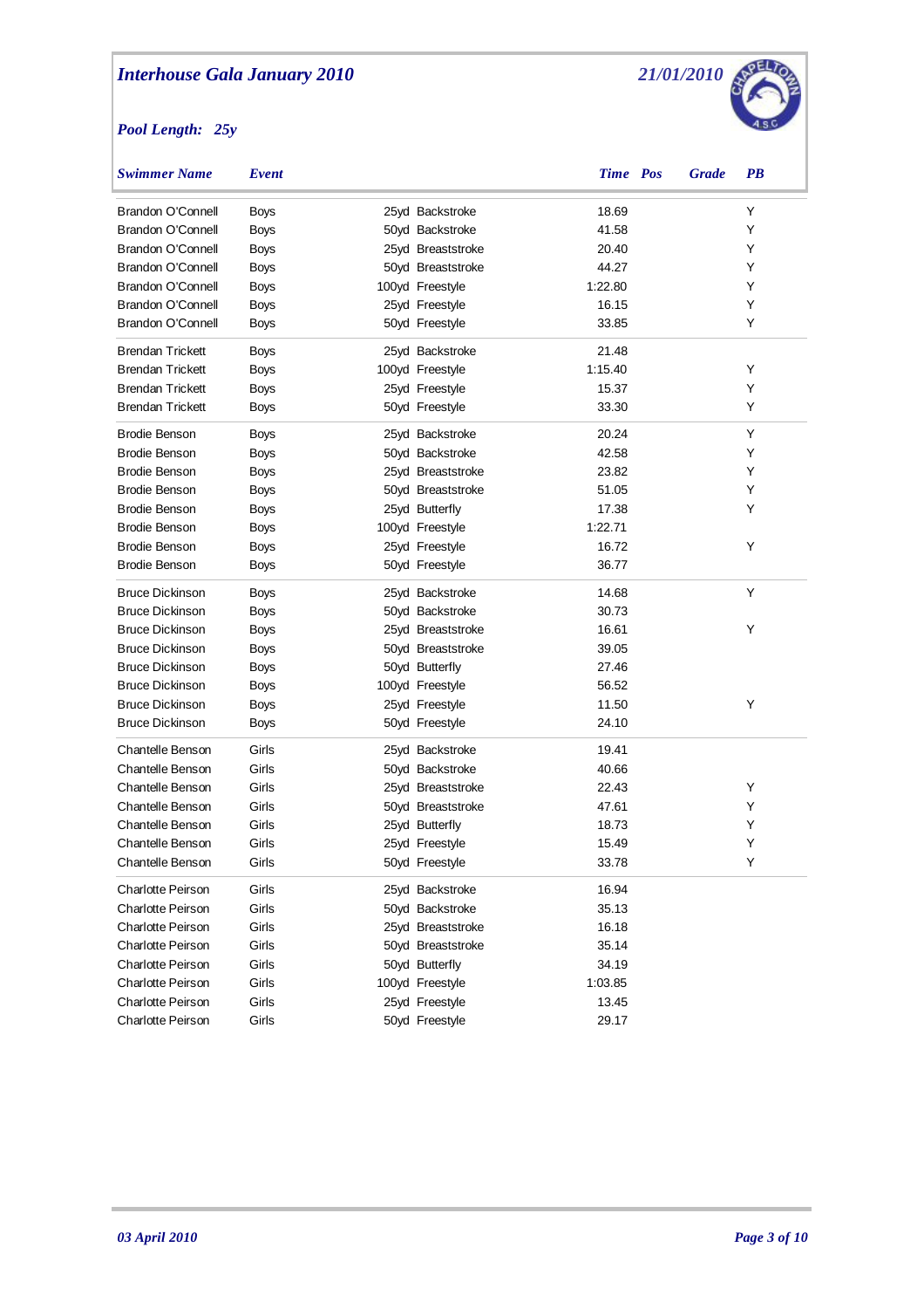## Interhouse Gala January 2010

21/01/2010

**Pool Length: 25y**

| Swimmer Name | Event | | Time | Pos | Grade | PB |
|---|---|---|---|---|---|---|
| Brandon O'Connell | Boys | 25yd Backstroke | 18.69 | | | Y |
| Brandon O'Connell | Boys | 50yd Backstroke | 41.58 | | | Y |
| Brandon O'Connell | Boys | 25yd Breaststroke | 20.40 | | | Y |
| Brandon O'Connell | Boys | 50yd Breaststroke | 44.27 | | | Y |
| Brandon O'Connell | Boys | 100yd Freestyle | 1:22.80 | | | Y |
| Brandon O'Connell | Boys | 25yd Freestyle | 16.15 | | | Y |
| Brandon O'Connell | Boys | 50yd Freestyle | 33.85 | | | Y |
| Brendan Trickett | Boys | 25yd Backstroke | 21.48 | | | |
| Brendan Trickett | Boys | 100yd Freestyle | 1:15.40 | | | Y |
| Brendan Trickett | Boys | 25yd Freestyle | 15.37 | | | Y |
| Brendan Trickett | Boys | 50yd Freestyle | 33.30 | | | Y |
| Brodie Benson | Boys | 25yd Backstroke | 20.24 | | | Y |
| Brodie Benson | Boys | 50yd Backstroke | 42.58 | | | Y |
| Brodie Benson | Boys | 25yd Breaststroke | 23.82 | | | Y |
| Brodie Benson | Boys | 50yd Breaststroke | 51.05 | | | Y |
| Brodie Benson | Boys | 25yd Butterfly | 17.38 | | | Y |
| Brodie Benson | Boys | 100yd Freestyle | 1:22.71 | | | |
| Brodie Benson | Boys | 25yd Freestyle | 16.72 | | | Y |
| Brodie Benson | Boys | 50yd Freestyle | 36.77 | | | |
| Bruce Dickinson | Boys | 25yd Backstroke | 14.68 | | | Y |
| Bruce Dickinson | Boys | 50yd Backstroke | 30.73 | | | |
| Bruce Dickinson | Boys | 25yd Breaststroke | 16.61 | | | Y |
| Bruce Dickinson | Boys | 50yd Breaststroke | 39.05 | | | |
| Bruce Dickinson | Boys | 50yd Butterfly | 27.46 | | | |
| Bruce Dickinson | Boys | 100yd Freestyle | 56.52 | | | |
| Bruce Dickinson | Boys | 25yd Freestyle | 11.50 | | | Y |
| Bruce Dickinson | Boys | 50yd Freestyle | 24.10 | | | |
| Chantelle Benson | Girls | 25yd Backstroke | 19.41 | | | |
| Chantelle Benson | Girls | 50yd Backstroke | 40.66 | | | |
| Chantelle Benson | Girls | 25yd Breaststroke | 22.43 | | | Y |
| Chantelle Benson | Girls | 50yd Breaststroke | 47.61 | | | Y |
| Chantelle Benson | Girls | 25yd Butterfly | 18.73 | | | Y |
| Chantelle Benson | Girls | 25yd Freestyle | 15.49 | | | Y |
| Chantelle Benson | Girls | 50yd Freestyle | 33.78 | | | Y |
| Charlotte Peirson | Girls | 25yd Backstroke | 16.94 | | | |
| Charlotte Peirson | Girls | 50yd Backstroke | 35.13 | | | |
| Charlotte Peirson | Girls | 25yd Breaststroke | 16.18 | | | |
| Charlotte Peirson | Girls | 50yd Breaststroke | 35.14 | | | |
| Charlotte Peirson | Girls | 50yd Butterfly | 34.19 | | | |
| Charlotte Peirson | Girls | 100yd Freestyle | 1:03.85 | | | |
| Charlotte Peirson | Girls | 25yd Freestyle | 13.45 | | | |
| Charlotte Peirson | Girls | 50yd Freestyle | 29.17 | | | |

03 April 2010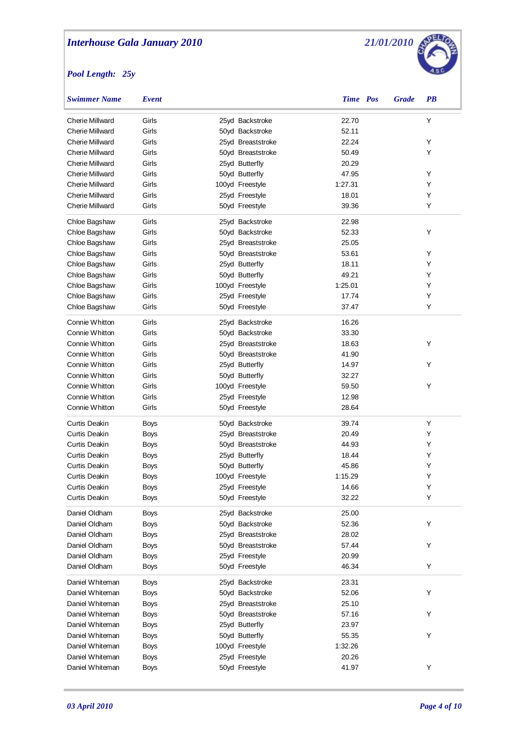# Interhouse Gala January 2010

21/01/2010

*Pool Length: 25y*

| Swimmer Name | Event | | Time | Pos | Grade | PB |
|---|---|---|---|---|---|---|
| Cherie Millward | Girls | 25yd Backstroke | 22.70 | | | Y |
| Cherie Millward | Girls | 50yd Backstroke | 52.11 | | | |
| Cherie Millward | Girls | 25yd Breaststroke | 22.24 | | | Y |
| Cherie Millward | Girls | 50yd Breaststroke | 50.49 | | | Y |
| Cherie Millward | Girls | 25yd Butterfly | 20.29 | | | |
| Cherie Millward | Girls | 50yd Butterfly | 47.95 | | | Y |
| Cherie Millward | Girls | 100yd Freestyle | 1:27.31 | | | Y |
| Cherie Millward | Girls | 25yd Freestyle | 18.01 | | | Y |
| Cherie Millward | Girls | 50yd Freestyle | 39.36 | | | Y |
| Chloe Bagshaw | Girls | 25yd Backstroke | 22.98 | | | |
| Chloe Bagshaw | Girls | 50yd Backstroke | 52.33 | | | Y |
| Chloe Bagshaw | Girls | 25yd Breaststroke | 25.05 | | | |
| Chloe Bagshaw | Girls | 50yd Breaststroke | 53.61 | | | Y |
| Chloe Bagshaw | Girls | 25yd Butterfly | 18.11 | | | Y |
| Chloe Bagshaw | Girls | 50yd Butterfly | 49.21 | | | Y |
| Chloe Bagshaw | Girls | 100yd Freestyle | 1:25.01 | | | Y |
| Chloe Bagshaw | Girls | 25yd Freestyle | 17.74 | | | Y |
| Chloe Bagshaw | Girls | 50yd Freestyle | 37.47 | | | Y |
| Connie Whitton | Girls | 25yd Backstroke | 16.26 | | | |
| Connie Whitton | Girls | 50yd Backstroke | 33.30 | | | |
| Connie Whitton | Girls | 25yd Breaststroke | 18.63 | | | Y |
| Connie Whitton | Girls | 50yd Breaststroke | 41.90 | | | |
| Connie Whitton | Girls | 25yd Butterfly | 14.97 | | | Y |
| Connie Whitton | Girls | 50yd Butterfly | 32.27 | | | |
| Connie Whitton | Girls | 100yd Freestyle | 59.50 | | | Y |
| Connie Whitton | Girls | 25yd Freestyle | 12.98 | | | |
| Connie Whitton | Girls | 50yd Freestyle | 28.64 | | | |
| Curtis Deakin | Boys | 50yd Backstroke | 39.74 | | | Y |
| Curtis Deakin | Boys | 25yd Breaststroke | 20.49 | | | Y |
| Curtis Deakin | Boys | 50yd Breaststroke | 44.93 | | | Y |
| Curtis Deakin | Boys | 25yd Butterfly | 18.44 | | | Y |
| Curtis Deakin | Boys | 50yd Butterfly | 45.86 | | | Y |
| Curtis Deakin | Boys | 100yd Freestyle | 1:15.29 | | | Y |
| Curtis Deakin | Boys | 25yd Freestyle | 14.66 | | | Y |
| Curtis Deakin | Boys | 50yd Freestyle | 32.22 | | | Y |
| Daniel Oldham | Boys | 25yd Backstroke | 25.00 | | | |
| Daniel Oldham | Boys | 50yd Backstroke | 52.36 | | | Y |
| Daniel Oldham | Boys | 25yd Breaststroke | 28.02 | | | |
| Daniel Oldham | Boys | 50yd Breaststroke | 57.44 | | | Y |
| Daniel Oldham | Boys | 25yd Freestyle | 20.99 | | | |
| Daniel Oldham | Boys | 50yd Freestyle | 46.34 | | | Y |
| Daniel Whiteman | Boys | 25yd Backstroke | 23.31 | | | |
| Daniel Whiteman | Boys | 50yd Backstroke | 52.06 | | | Y |
| Daniel Whiteman | Boys | 25yd Breaststroke | 25.10 | | | |
| Daniel Whiteman | Boys | 50yd Breaststroke | 57.16 | | | Y |
| Daniel Whiteman | Boys | 25yd Butterfly | 23.97 | | | |
| Daniel Whiteman | Boys | 50yd Butterfly | 55.35 | | | Y |
| Daniel Whiteman | Boys | 100yd Freestyle | 1:32.26 | | | |
| Daniel Whiteman | Boys | 25yd Freestyle | 20.26 | | | |
| Daniel Whiteman | Boys | 50yd Freestyle | 41.97 | | | Y |

03 April 2010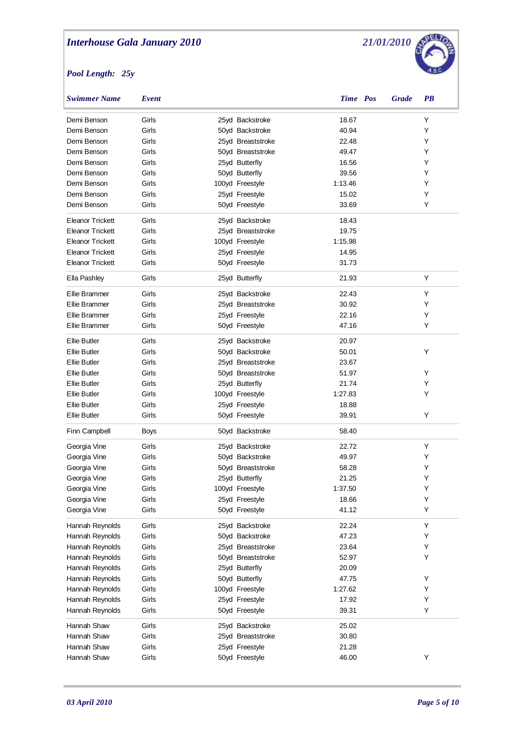# Interhouse Gala January 2010

21/01/2010

*Pool Length: 25y*

| Swimmer Name | Event | | Time | Pos | Grade | PB |
|---|---|---|---|---|---|---|
| Demi Benson | Girls | 25yd Backstroke | 18.67 | | | Y |
| Demi Benson | Girls | 50yd Backstroke | 40.94 | | | Y |
| Demi Benson | Girls | 25yd Breaststroke | 22.48 | | | Y |
| Demi Benson | Girls | 50yd Breaststroke | 49.47 | | | Y |
| Demi Benson | Girls | 25yd Butterfly | 16.56 | | | Y |
| Demi Benson | Girls | 50yd Butterfly | 39.56 | | | Y |
| Demi Benson | Girls | 100yd Freestyle | 1:13.46 | | | Y |
| Demi Benson | Girls | 25yd Freestyle | 15.02 | | | Y |
| Demi Benson | Girls | 50yd Freestyle | 33.69 | | | Y |
| Eleanor Trickett | Girls | 25yd Backstroke | 18.43 | | | |
| Eleanor Trickett | Girls | 25yd Breaststroke | 19.75 | | | |
| Eleanor Trickett | Girls | 100yd Freestyle | 1:15.98 | | | |
| Eleanor Trickett | Girls | 25yd Freestyle | 14.95 | | | |
| Eleanor Trickett | Girls | 50yd Freestyle | 31.73 | | | |
| Ella Pashley | Girls | 25yd Butterfly | 21.93 | | | Y |
| Ellie Brammer | Girls | 25yd Backstroke | 22.43 | | | Y |
| Ellie Brammer | Girls | 25yd Breaststroke | 30.92 | | | Y |
| Ellie Brammer | Girls | 25yd Freestyle | 22.16 | | | Y |
| Ellie Brammer | Girls | 50yd Freestyle | 47.16 | | | Y |
| Ellie Butler | Girls | 25yd Backstroke | 20.97 | | | |
| Ellie Butler | Girls | 50yd Backstroke | 50.01 | | | Y |
| Ellie Butler | Girls | 25yd Breaststroke | 23.67 | | | |
| Ellie Butler | Girls | 50yd Breaststroke | 51.97 | | | Y |
| Ellie Butler | Girls | 25yd Butterfly | 21.74 | | | Y |
| Ellie Butler | Girls | 100yd Freestyle | 1:27.83 | | | Y |
| Ellie Butler | Girls | 25yd Freestyle | 18.88 | | | |
| Ellie Butler | Girls | 50yd Freestyle | 39.91 | | | Y |
| Finn Campbell | Boys | 50yd Backstroke | 58.40 | | | |
| Georgia Vine | Girls | 25yd Backstroke | 22.72 | | | Y |
| Georgia Vine | Girls | 50yd Backstroke | 49.97 | | | Y |
| Georgia Vine | Girls | 50yd Breaststroke | 58.28 | | | Y |
| Georgia Vine | Girls | 25yd Butterfly | 21.25 | | | Y |
| Georgia Vine | Girls | 100yd Freestyle | 1:37.50 | | | Y |
| Georgia Vine | Girls | 25yd Freestyle | 18.66 | | | Y |
| Georgia Vine | Girls | 50yd Freestyle | 41.12 | | | Y |
| Hannah Reynolds | Girls | 25yd Backstroke | 22.24 | | | Y |
| Hannah Reynolds | Girls | 50yd Backstroke | 47.23 | | | Y |
| Hannah Reynolds | Girls | 25yd Breaststroke | 23.64 | | | Y |
| Hannah Reynolds | Girls | 50yd Breaststroke | 52.97 | | | Y |
| Hannah Reynolds | Girls | 25yd Butterfly | 20.09 | | | |
| Hannah Reynolds | Girls | 50yd Butterfly | 47.75 | | | Y |
| Hannah Reynolds | Girls | 100yd Freestyle | 1:27.62 | | | Y |
| Hannah Reynolds | Girls | 25yd Freestyle | 17.92 | | | Y |
| Hannah Reynolds | Girls | 50yd Freestyle | 39.31 | | | Y |
| Hannah Shaw | Girls | 25yd Backstroke | 25.02 | | | |
| Hannah Shaw | Girls | 25yd Breaststroke | 30.80 | | | |
| Hannah Shaw | Girls | 25yd Freestyle | 21.28 | | | |
| Hannah Shaw | Girls | 50yd Freestyle | 46.00 | | | Y |

03 April 2010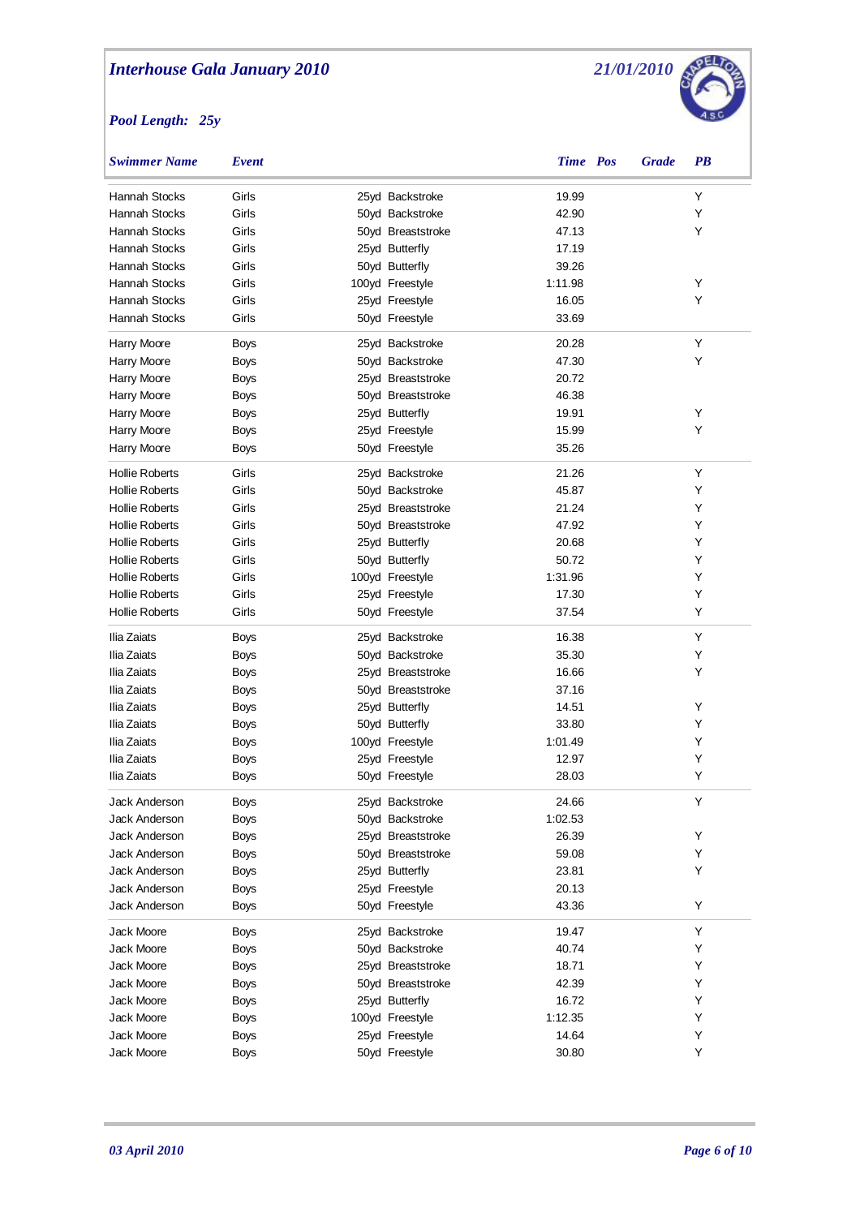## Interhouse Gala January 2010

21/01/2010

**Pool Length: 25y**

| Swimmer Name | Event | | Time | Pos | Grade | PB |
|---|---|---|---|---|---|---|
| Hannah Stocks | Girls | 25yd Backstroke | 19.99 | | | Y |
| Hannah Stocks | Girls | 50yd Backstroke | 42.90 | | | Y |
| Hannah Stocks | Girls | 50yd Breaststroke | 47.13 | | | Y |
| Hannah Stocks | Girls | 25yd Butterfly | 17.19 | | | |
| Hannah Stocks | Girls | 50yd Butterfly | 39.26 | | | |
| Hannah Stocks | Girls | 100yd Freestyle | 1:11.98 | | | Y |
| Hannah Stocks | Girls | 25yd Freestyle | 16.05 | | | Y |
| Hannah Stocks | Girls | 50yd Freestyle | 33.69 | | | |
| Harry Moore | Boys | 25yd Backstroke | 20.28 | | | Y |
| Harry Moore | Boys | 50yd Backstroke | 47.30 | | | Y |
| Harry Moore | Boys | 25yd Breaststroke | 20.72 | | | |
| Harry Moore | Boys | 50yd Breaststroke | 46.38 | | | |
| Harry Moore | Boys | 25yd Butterfly | 19.91 | | | Y |
| Harry Moore | Boys | 25yd Freestyle | 15.99 | | | Y |
| Harry Moore | Boys | 50yd Freestyle | 35.26 | | | |
| Hollie Roberts | Girls | 25yd Backstroke | 21.26 | | | Y |
| Hollie Roberts | Girls | 50yd Backstroke | 45.87 | | | Y |
| Hollie Roberts | Girls | 25yd Breaststroke | 21.24 | | | Y |
| Hollie Roberts | Girls | 50yd Breaststroke | 47.92 | | | Y |
| Hollie Roberts | Girls | 25yd Butterfly | 20.68 | | | Y |
| Hollie Roberts | Girls | 50yd Butterfly | 50.72 | | | Y |
| Hollie Roberts | Girls | 100yd Freestyle | 1:31.96 | | | Y |
| Hollie Roberts | Girls | 25yd Freestyle | 17.30 | | | Y |
| Hollie Roberts | Girls | 50yd Freestyle | 37.54 | | | Y |
| Ilia Zaiats | Boys | 25yd Backstroke | 16.38 | | | Y |
| Ilia Zaiats | Boys | 50yd Backstroke | 35.30 | | | Y |
| Ilia Zaiats | Boys | 25yd Breaststroke | 16.66 | | | Y |
| Ilia Zaiats | Boys | 50yd Breaststroke | 37.16 | | | |
| Ilia Zaiats | Boys | 25yd Butterfly | 14.51 | | | Y |
| Ilia Zaiats | Boys | 50yd Butterfly | 33.80 | | | Y |
| Ilia Zaiats | Boys | 100yd Freestyle | 1:01.49 | | | Y |
| Ilia Zaiats | Boys | 25yd Freestyle | 12.97 | | | Y |
| Ilia Zaiats | Boys | 50yd Freestyle | 28.03 | | | Y |
| Jack Anderson | Boys | 25yd Backstroke | 24.66 | | | Y |
| Jack Anderson | Boys | 50yd Backstroke | 1:02.53 | | | |
| Jack Anderson | Boys | 25yd Breaststroke | 26.39 | | | Y |
| Jack Anderson | Boys | 50yd Breaststroke | 59.08 | | | Y |
| Jack Anderson | Boys | 25yd Butterfly | 23.81 | | | Y |
| Jack Anderson | Boys | 25yd Freestyle | 20.13 | | | |
| Jack Anderson | Boys | 50yd Freestyle | 43.36 | | | Y |
| Jack Moore | Boys | 25yd Backstroke | 19.47 | | | Y |
| Jack Moore | Boys | 50yd Backstroke | 40.74 | | | Y |
| Jack Moore | Boys | 25yd Breaststroke | 18.71 | | | Y |
| Jack Moore | Boys | 50yd Breaststroke | 42.39 | | | Y |
| Jack Moore | Boys | 25yd Butterfly | 16.72 | | | Y |
| Jack Moore | Boys | 100yd Freestyle | 1:12.35 | | | Y |
| Jack Moore | Boys | 25yd Freestyle | 14.64 | | | Y |
| Jack Moore | Boys | 50yd Freestyle | 30.80 | | | Y |

03 April 2010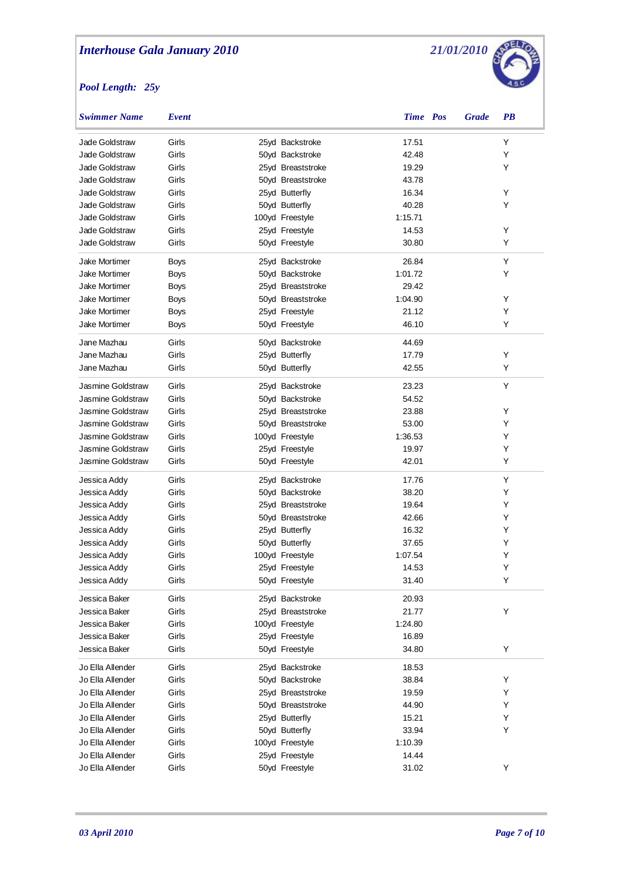# Interhouse Gala January 2010

21/01/2010

**Pool Length: 25y**

| Swimmer Name | Event | | Time | Pos | Grade | PB |
|---|---|---|---|---|---|---|
| Jade Goldstraw | Girls | 25yd Backstroke | 17.51 | | | Y |
| Jade Goldstraw | Girls | 50yd Backstroke | 42.48 | | | Y |
| Jade Goldstraw | Girls | 25yd Breaststroke | 19.29 | | | Y |
| Jade Goldstraw | Girls | 50yd Breaststroke | 43.78 | | | |
| Jade Goldstraw | Girls | 25yd Butterfly | 16.34 | | | Y |
| Jade Goldstraw | Girls | 50yd Butterfly | 40.28 | | | Y |
| Jade Goldstraw | Girls | 100yd Freestyle | 1:15.71 | | | |
| Jade Goldstraw | Girls | 25yd Freestyle | 14.53 | | | Y |
| Jade Goldstraw | Girls | 50yd Freestyle | 30.80 | | | Y |
| Jake Mortimer | Boys | 25yd Backstroke | 26.84 | | | Y |
| Jake Mortimer | Boys | 50yd Backstroke | 1:01.72 | | | Y |
| Jake Mortimer | Boys | 25yd Breaststroke | 29.42 | | | |
| Jake Mortimer | Boys | 50yd Breaststroke | 1:04.90 | | | Y |
| Jake Mortimer | Boys | 25yd Freestyle | 21.12 | | | Y |
| Jake Mortimer | Boys | 50yd Freestyle | 46.10 | | | Y |
| Jane Mazhau | Girls | 50yd Backstroke | 44.69 | | | |
| Jane Mazhau | Girls | 25yd Butterfly | 17.79 | | | Y |
| Jane Mazhau | Girls | 50yd Butterfly | 42.55 | | | Y |
| Jasmine Goldstraw | Girls | 25yd Backstroke | 23.23 | | | Y |
| Jasmine Goldstraw | Girls | 50yd Backstroke | 54.52 | | | |
| Jasmine Goldstraw | Girls | 25yd Breaststroke | 23.88 | | | Y |
| Jasmine Goldstraw | Girls | 50yd Breaststroke | 53.00 | | | Y |
| Jasmine Goldstraw | Girls | 100yd Freestyle | 1:36.53 | | | Y |
| Jasmine Goldstraw | Girls | 25yd Freestyle | 19.97 | | | Y |
| Jasmine Goldstraw | Girls | 50yd Freestyle | 42.01 | | | Y |
| Jessica Addy | Girls | 25yd Backstroke | 17.76 | | | Y |
| Jessica Addy | Girls | 50yd Backstroke | 38.20 | | | Y |
| Jessica Addy | Girls | 25yd Breaststroke | 19.64 | | | Y |
| Jessica Addy | Girls | 50yd Breaststroke | 42.66 | | | Y |
| Jessica Addy | Girls | 25yd Butterfly | 16.32 | | | Y |
| Jessica Addy | Girls | 50yd Butterfly | 37.65 | | | Y |
| Jessica Addy | Girls | 100yd Freestyle | 1:07.54 | | | Y |
| Jessica Addy | Girls | 25yd Freestyle | 14.53 | | | Y |
| Jessica Addy | Girls | 50yd Freestyle | 31.40 | | | Y |
| Jessica Baker | Girls | 25yd Backstroke | 20.93 | | | |
| Jessica Baker | Girls | 25yd Breaststroke | 21.77 | | | Y |
| Jessica Baker | Girls | 100yd Freestyle | 1:24.80 | | | |
| Jessica Baker | Girls | 25yd Freestyle | 16.89 | | | |
| Jessica Baker | Girls | 50yd Freestyle | 34.80 | | | Y |
| Jo Ella Allender | Girls | 25yd Backstroke | 18.53 | | | |
| Jo Ella Allender | Girls | 50yd Backstroke | 38.84 | | | Y |
| Jo Ella Allender | Girls | 25yd Breaststroke | 19.59 | | | Y |
| Jo Ella Allender | Girls | 50yd Breaststroke | 44.90 | | | Y |
| Jo Ella Allender | Girls | 25yd Butterfly | 15.21 | | | Y |
| Jo Ella Allender | Girls | 50yd Butterfly | 33.94 | | | Y |
| Jo Ella Allender | Girls | 100yd Freestyle | 1:10.39 | | | |
| Jo Ella Allender | Girls | 25yd Freestyle | 14.44 | | | |
| Jo Ella Allender | Girls | 50yd Freestyle | 31.02 | | | Y |

03 April 2010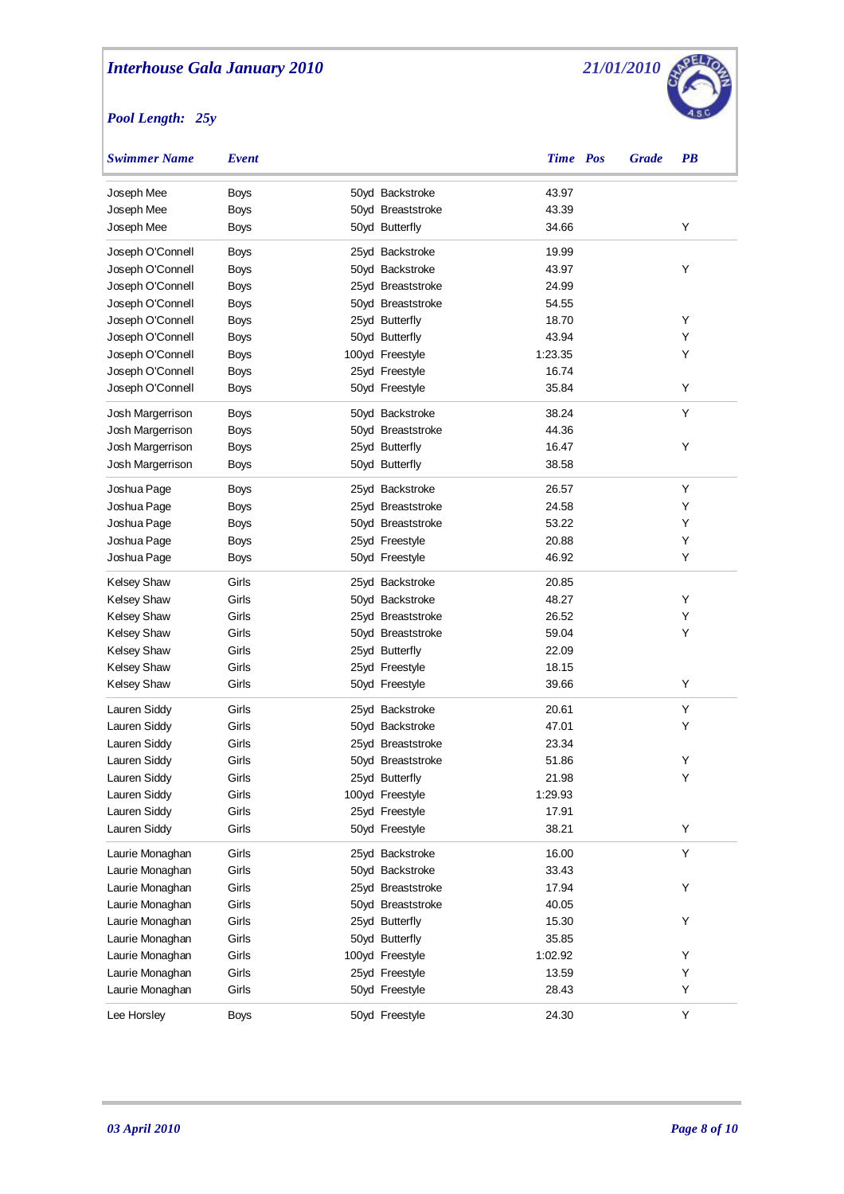## *Interhouse Gala January 2010* — *21/01/2010*

***Pool Length: 25y***

| Swimmer Name | Event | | Time | Pos | Grade | PB |
|---|---|---|---|---|---|---|
| Joseph Mee | Boys | 50yd Backstroke | 43.97 | | | |
| Joseph Mee | Boys | 50yd Breaststroke | 43.39 | | | |
| Joseph Mee | Boys | 50yd Butterfly | 34.66 | | | Y |
| Joseph O'Connell | Boys | 25yd Backstroke | 19.99 | | | |
| Joseph O'Connell | Boys | 50yd Backstroke | 43.97 | | | Y |
| Joseph O'Connell | Boys | 25yd Breaststroke | 24.99 | | | |
| Joseph O'Connell | Boys | 50yd Breaststroke | 54.55 | | | |
| Joseph O'Connell | Boys | 25yd Butterfly | 18.70 | | | Y |
| Joseph O'Connell | Boys | 50yd Butterfly | 43.94 | | | Y |
| Joseph O'Connell | Boys | 100yd Freestyle | 1:23.35 | | | Y |
| Joseph O'Connell | Boys | 25yd Freestyle | 16.74 | | | |
| Joseph O'Connell | Boys | 50yd Freestyle | 35.84 | | | Y |
| Josh Margerrison | Boys | 50yd Backstroke | 38.24 | | | Y |
| Josh Margerrison | Boys | 50yd Breaststroke | 44.36 | | | |
| Josh Margerrison | Boys | 25yd Butterfly | 16.47 | | | Y |
| Josh Margerrison | Boys | 50yd Butterfly | 38.58 | | | |
| Joshua Page | Boys | 25yd Backstroke | 26.57 | | | Y |
| Joshua Page | Boys | 25yd Breaststroke | 24.58 | | | Y |
| Joshua Page | Boys | 50yd Breaststroke | 53.22 | | | Y |
| Joshua Page | Boys | 25yd Freestyle | 20.88 | | | Y |
| Joshua Page | Boys | 50yd Freestyle | 46.92 | | | Y |
| Kelsey Shaw | Girls | 25yd Backstroke | 20.85 | | | |
| Kelsey Shaw | Girls | 50yd Backstroke | 48.27 | | | Y |
| Kelsey Shaw | Girls | 25yd Breaststroke | 26.52 | | | Y |
| Kelsey Shaw | Girls | 50yd Breaststroke | 59.04 | | | Y |
| Kelsey Shaw | Girls | 25yd Butterfly | 22.09 | | | |
| Kelsey Shaw | Girls | 25yd Freestyle | 18.15 | | | |
| Kelsey Shaw | Girls | 50yd Freestyle | 39.66 | | | Y |
| Lauren Siddy | Girls | 25yd Backstroke | 20.61 | | | Y |
| Lauren Siddy | Girls | 50yd Backstroke | 47.01 | | | Y |
| Lauren Siddy | Girls | 25yd Breaststroke | 23.34 | | | |
| Lauren Siddy | Girls | 50yd Breaststroke | 51.86 | | | Y |
| Lauren Siddy | Girls | 25yd Butterfly | 21.98 | | | Y |
| Lauren Siddy | Girls | 100yd Freestyle | 1:29.93 | | | |
| Lauren Siddy | Girls | 25yd Freestyle | 17.91 | | | |
| Lauren Siddy | Girls | 50yd Freestyle | 38.21 | | | Y |
| Laurie Monaghan | Girls | 25yd Backstroke | 16.00 | | | Y |
| Laurie Monaghan | Girls | 50yd Backstroke | 33.43 | | | |
| Laurie Monaghan | Girls | 25yd Breaststroke | 17.94 | | | Y |
| Laurie Monaghan | Girls | 50yd Breaststroke | 40.05 | | | |
| Laurie Monaghan | Girls | 25yd Butterfly | 15.30 | | | Y |
| Laurie Monaghan | Girls | 50yd Butterfly | 35.85 | | | |
| Laurie Monaghan | Girls | 100yd Freestyle | 1:02.92 | | | Y |
| Laurie Monaghan | Girls | 25yd Freestyle | 13.59 | | | Y |
| Laurie Monaghan | Girls | 50yd Freestyle | 28.43 | | | Y |
| Lee Horsley | Boys | 50yd Freestyle | 24.30 | | | Y |

*03 April 2010*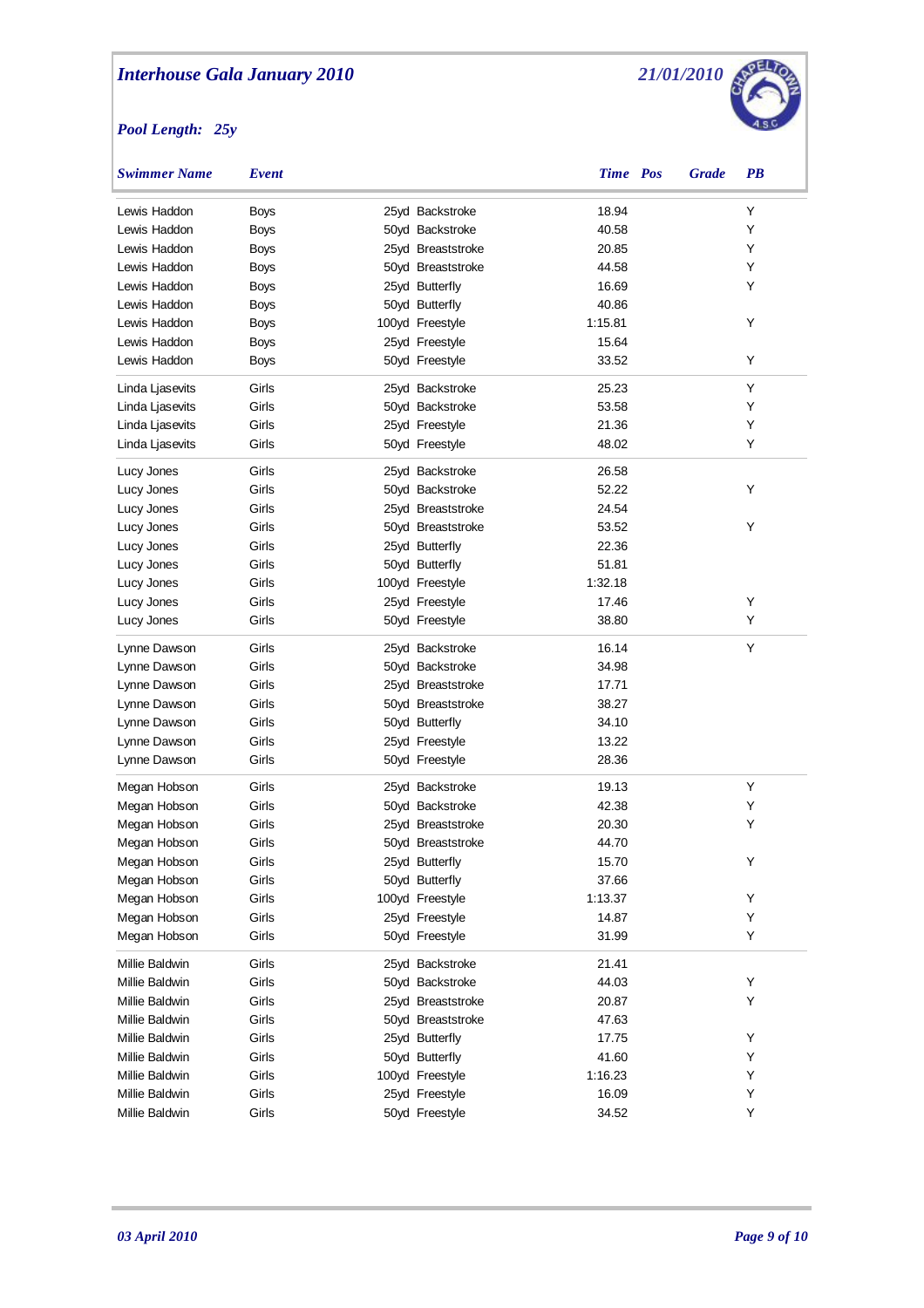# Interhouse Gala January 2010

21/01/2010

*Pool Length: 25y*

| Swimmer Name | Event | | Time | Pos | Grade | PB |
|---|---|---|---|---|---|---|
| Lewis Haddon | Boys | 25yd Backstroke | 18.94 | | | Y |
| Lewis Haddon | Boys | 50yd Backstroke | 40.58 | | | Y |
| Lewis Haddon | Boys | 25yd Breaststroke | 20.85 | | | Y |
| Lewis Haddon | Boys | 50yd Breaststroke | 44.58 | | | Y |
| Lewis Haddon | Boys | 25yd Butterfly | 16.69 | | | Y |
| Lewis Haddon | Boys | 50yd Butterfly | 40.86 | | | |
| Lewis Haddon | Boys | 100yd Freestyle | 1:15.81 | | | Y |
| Lewis Haddon | Boys | 25yd Freestyle | 15.64 | | | |
| Lewis Haddon | Boys | 50yd Freestyle | 33.52 | | | Y |
| Linda Ljasevits | Girls | 25yd Backstroke | 25.23 | | | Y |
| Linda Ljasevits | Girls | 50yd Backstroke | 53.58 | | | Y |
| Linda Ljasevits | Girls | 25yd Freestyle | 21.36 | | | Y |
| Linda Ljasevits | Girls | 50yd Freestyle | 48.02 | | | Y |
| Lucy Jones | Girls | 25yd Backstroke | 26.58 | | | |
| Lucy Jones | Girls | 50yd Backstroke | 52.22 | | | Y |
| Lucy Jones | Girls | 25yd Breaststroke | 24.54 | | | |
| Lucy Jones | Girls | 50yd Breaststroke | 53.52 | | | Y |
| Lucy Jones | Girls | 25yd Butterfly | 22.36 | | | |
| Lucy Jones | Girls | 50yd Butterfly | 51.81 | | | |
| Lucy Jones | Girls | 100yd Freestyle | 1:32.18 | | | |
| Lucy Jones | Girls | 25yd Freestyle | 17.46 | | | Y |
| Lucy Jones | Girls | 50yd Freestyle | 38.80 | | | Y |
| Lynne Dawson | Girls | 25yd Backstroke | 16.14 | | | Y |
| Lynne Dawson | Girls | 50yd Backstroke | 34.98 | | | |
| Lynne Dawson | Girls | 25yd Breaststroke | 17.71 | | | |
| Lynne Dawson | Girls | 50yd Breaststroke | 38.27 | | | |
| Lynne Dawson | Girls | 50yd Butterfly | 34.10 | | | |
| Lynne Dawson | Girls | 25yd Freestyle | 13.22 | | | |
| Lynne Dawson | Girls | 50yd Freestyle | 28.36 | | | |
| Megan Hobson | Girls | 25yd Backstroke | 19.13 | | | Y |
| Megan Hobson | Girls | 50yd Backstroke | 42.38 | | | Y |
| Megan Hobson | Girls | 25yd Breaststroke | 20.30 | | | Y |
| Megan Hobson | Girls | 50yd Breaststroke | 44.70 | | | |
| Megan Hobson | Girls | 25yd Butterfly | 15.70 | | | Y |
| Megan Hobson | Girls | 50yd Butterfly | 37.66 | | | |
| Megan Hobson | Girls | 100yd Freestyle | 1:13.37 | | | Y |
| Megan Hobson | Girls | 25yd Freestyle | 14.87 | | | Y |
| Megan Hobson | Girls | 50yd Freestyle | 31.99 | | | Y |
| Millie Baldwin | Girls | 25yd Backstroke | 21.41 | | | |
| Millie Baldwin | Girls | 50yd Backstroke | 44.03 | | | Y |
| Millie Baldwin | Girls | 25yd Breaststroke | 20.87 | | | Y |
| Millie Baldwin | Girls | 50yd Breaststroke | 47.63 | | | |
| Millie Baldwin | Girls | 25yd Butterfly | 17.75 | | | Y |
| Millie Baldwin | Girls | 50yd Butterfly | 41.60 | | | Y |
| Millie Baldwin | Girls | 100yd Freestyle | 1:16.23 | | | Y |
| Millie Baldwin | Girls | 25yd Freestyle | 16.09 | | | Y |
| Millie Baldwin | Girls | 50yd Freestyle | 34.52 | | | Y |

*03 April 2010*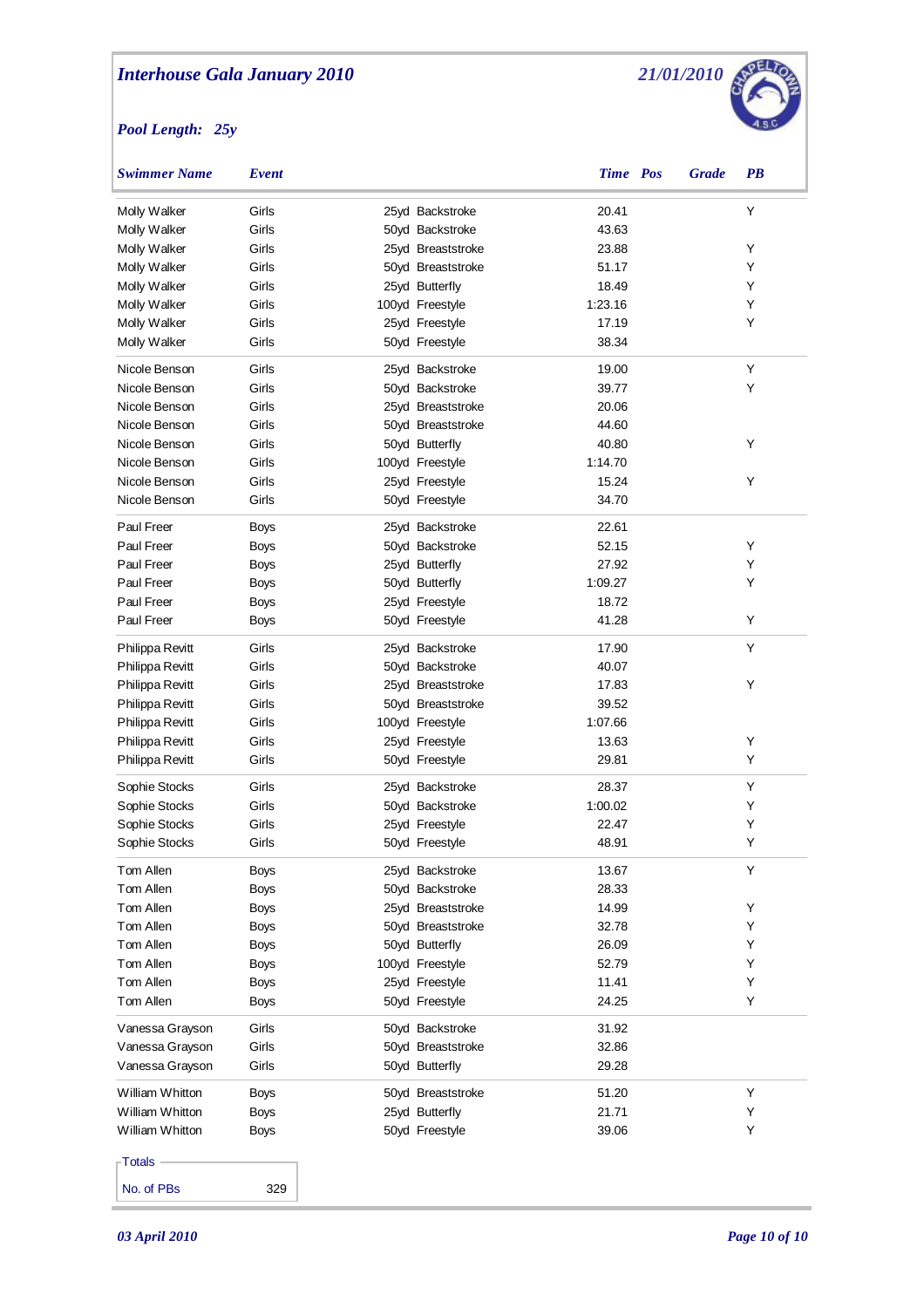# Interhouse Gala January 2010

21/01/2010

**Pool Length: 25y**

| Swimmer Name | Event | | Time | Pos | Grade | PB |
|---|---|---|---|---|---|---|
| Molly Walker | Girls | 25yd Backstroke | 20.41 | | | Y |
| Molly Walker | Girls | 50yd Backstroke | 43.63 | | | |
| Molly Walker | Girls | 25yd Breaststroke | 23.88 | | | Y |
| Molly Walker | Girls | 50yd Breaststroke | 51.17 | | | Y |
| Molly Walker | Girls | 25yd Butterfly | 18.49 | | | Y |
| Molly Walker | Girls | 100yd Freestyle | 1:23.16 | | | Y |
| Molly Walker | Girls | 25yd Freestyle | 17.19 | | | Y |
| Molly Walker | Girls | 50yd Freestyle | 38.34 | | | |
| Nicole Benson | Girls | 25yd Backstroke | 19.00 | | | Y |
| Nicole Benson | Girls | 50yd Backstroke | 39.77 | | | Y |
| Nicole Benson | Girls | 25yd Breaststroke | 20.06 | | | |
| Nicole Benson | Girls | 50yd Breaststroke | 44.60 | | | |
| Nicole Benson | Girls | 50yd Butterfly | 40.80 | | | Y |
| Nicole Benson | Girls | 100yd Freestyle | 1:14.70 | | | |
| Nicole Benson | Girls | 25yd Freestyle | 15.24 | | | Y |
| Nicole Benson | Girls | 50yd Freestyle | 34.70 | | | |
| Paul Freer | Boys | 25yd Backstroke | 22.61 | | | |
| Paul Freer | Boys | 50yd Backstroke | 52.15 | | | Y |
| Paul Freer | Boys | 25yd Butterfly | 27.92 | | | Y |
| Paul Freer | Boys | 50yd Butterfly | 1:09.27 | | | Y |
| Paul Freer | Boys | 25yd Freestyle | 18.72 | | | |
| Paul Freer | Boys | 50yd Freestyle | 41.28 | | | Y |
| Philippa Revitt | Girls | 25yd Backstroke | 17.90 | | | Y |
| Philippa Revitt | Girls | 50yd Backstroke | 40.07 | | | |
| Philippa Revitt | Girls | 25yd Breaststroke | 17.83 | | | Y |
| Philippa Revitt | Girls | 50yd Breaststroke | 39.52 | | | |
| Philippa Revitt | Girls | 100yd Freestyle | 1:07.66 | | | |
| Philippa Revitt | Girls | 25yd Freestyle | 13.63 | | | Y |
| Philippa Revitt | Girls | 50yd Freestyle | 29.81 | | | Y |
| Sophie Stocks | Girls | 25yd Backstroke | 28.37 | | | Y |
| Sophie Stocks | Girls | 50yd Backstroke | 1:00.02 | | | Y |
| Sophie Stocks | Girls | 25yd Freestyle | 22.47 | | | Y |
| Sophie Stocks | Girls | 50yd Freestyle | 48.91 | | | Y |
| Tom Allen | Boys | 25yd Backstroke | 13.67 | | | Y |
| Tom Allen | Boys | 50yd Backstroke | 28.33 | | | |
| Tom Allen | Boys | 25yd Breaststroke | 14.99 | | | Y |
| Tom Allen | Boys | 50yd Breaststroke | 32.78 | | | Y |
| Tom Allen | Boys | 50yd Butterfly | 26.09 | | | Y |
| Tom Allen | Boys | 100yd Freestyle | 52.79 | | | Y |
| Tom Allen | Boys | 25yd Freestyle | 11.41 | | | Y |
| Tom Allen | Boys | 50yd Freestyle | 24.25 | | | Y |
| Vanessa Grayson | Girls | 50yd Backstroke | 31.92 | | | |
| Vanessa Grayson | Girls | 50yd Breaststroke | 32.86 | | | |
| Vanessa Grayson | Girls | 50yd Butterfly | 29.28 | | | |
| William Whitton | Boys | 50yd Breaststroke | 51.20 | | | Y |
| William Whitton | Boys | 25yd Butterfly | 21.71 | | | Y |
| William Whitton | Boys | 50yd Freestyle | 39.06 | | | Y |

**Totals**

| | |
|---|---|
| No. of PBs | 329 |

03 April 2010